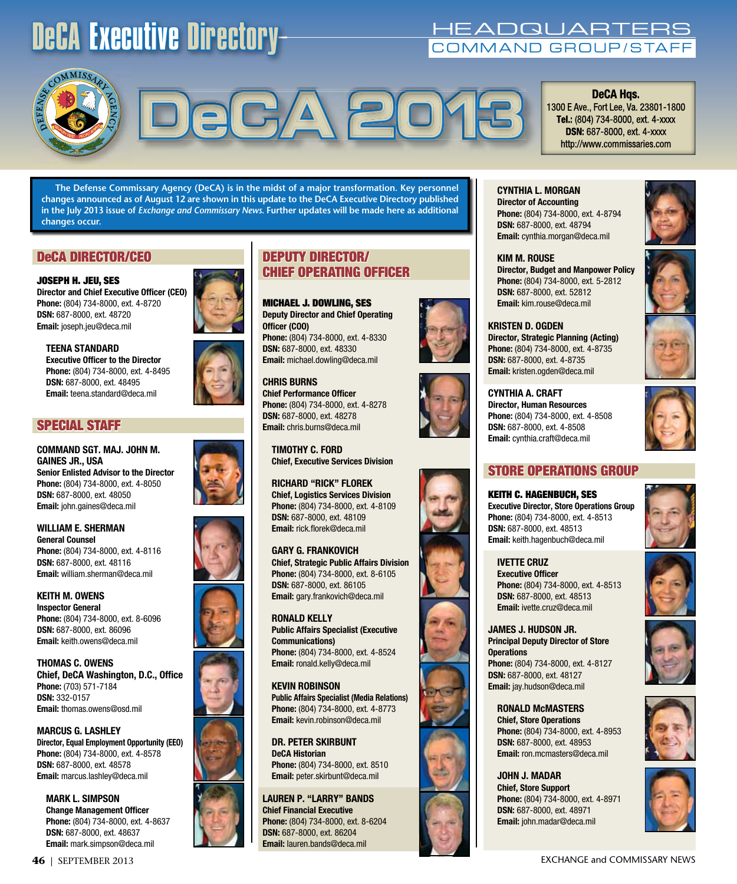# DeCA Executive Directory

## HEADQUARTERS COMMAND GROUP/STAFF

# DeCA 2013

**DeCA Hqs.**
1300 E Ave., Fort Lee, Va. 23801-1800
**Tel.:** (804) 734-8000, ext. 4-xxxx
**DSN:** 687-8000, ext. 4-xxxx
http://www.commissaries.com

**The Defense Commissary Agency (DeCA) is in the midst of a major transformation. Key personnel changes announced as of August 12 are shown in this update to the DeCA Executive Directory published in the July 2013 issue of *Exchange and Commissary News*. Further updates will be made here as additional changes occur.**

## DeCA DIRECTOR/CEO

**JOSEPH H. JEU, SES**
**Director and Chief Executive Officer (CEO)**
**Phone:** (804) 734-8000, ext. 4-8720
**DSN:** 687-8000, ext. 48720
**Email:** joseph.jeu@deca.mil

**TEENA STANDARD**
**Executive Officer to the Director**
**Phone:** (804) 734-8000, ext. 4-8495
**DSN:** 687-8000, ext. 48495
**Email:** teena.standard@deca.mil

## SPECIAL STAFF

**COMMAND SGT. MAJ. JOHN M. GAINES JR., USA**
**Senior Enlisted Advisor to the Director**
**Phone:** (804) 734-8000, ext. 4-8050
**DSN:** 687-8000, ext. 48050
**Email:** john.gaines@deca.mil

**WILLIAM E. SHERMAN**
**General Counsel**
**Phone:** (804) 734-8000, ext. 4-8116
**DSN:** 687-8000, ext. 48116
**Email:** william.sherman@deca.mil

**KEITH M. OWENS**
**Inspector General**
**Phone:** (804) 734-8000, ext. 8-6096
**DSN:** 687-8000, ext. 86096
**Email:** keith.owens@deca.mil

**THOMAS C. OWENS**
**Chief, DeCA Washington, D.C., Office**
**Phone:** (703) 571-7184
**DSN:** 332-0157
**Email:** thomas.owens@osd.mil

**MARCUS G. LASHLEY**
**Director, Equal Employment Opportunity (EEO)**
**Phone:** (804) 734-8000, ext. 4-8578
**DSN:** 687-8000, ext. 48578
**Email:** marcus.lashley@deca.mil

**MARK L. SIMPSON**
**Change Management Officer**
**Phone:** (804) 734-8000, ext. 4-8637
**DSN:** 687-8000, ext. 48637
**Email:** mark.simpson@deca.mil

## DEPUTY DIRECTOR/ CHIEF OPERATING OFFICER

**MICHAEL J. DOWLING, SES**
**Deputy Director and Chief Operating Officer (COO)**
**Phone:** (804) 734-8000, ext. 4-8330
**DSN:** 687-8000, ext. 48330
**Email:** michael.dowling@deca.mil

**CHRIS BURNS**
**Chief Performance Officer**
**Phone:** (804) 734-8000, ext. 4-8278
**DSN:** 687-8000, ext. 48278
**Email:** chris.burns@deca.mil

**TIMOTHY C. FORD**
**Chief, Executive Services Division**

**RICHARD "RICK" FLOREK**
**Chief, Logistics Services Division**
**Phone:** (804) 734-8000, ext. 4-8109
**DSN:** 687-8000, ext. 48109
**Email:** rick.florek@deca.mil

**GARY G. FRANKOVICH**
**Chief, Strategic Public Affairs Division**
**Phone:** (804) 734-8000, ext. 8-6105
**DSN:** 687-8000, ext. 86105
**Email:** gary.frankovich@deca.mil

**RONALD KELLY**
**Public Affairs Specialist (Executive Communications)**
**Phone:** (804) 734-8000, ext. 4-8524
**Email:** ronald.kelly@deca.mil

**KEVIN ROBINSON**
**Public Affairs Specialist (Media Relations)**
**Phone:** (804) 734-8000, ext. 4-8773
**Email:** kevin.robinson@deca.mil

**DR. PETER SKIRBUNT**
**DeCA Historian**
**Phone:** (804) 734-8000, ext. 8510
**Email:** peter.skirbunt@deca.mil

**LAUREN P. "LARRY" BANDS**
**Chief Financial Executive**
**Phone:** (804) 734-8000, ext. 8-6204
**DSN:** 687-8000, ext. 86204
**Email:** lauren.bands@deca.mil

**CYNTHIA L. MORGAN**
**Director of Accounting**
**Phone:** (804) 734-8000, ext. 4-8794
**DSN:** 687-8000, ext. 48794
**Email:** cynthia.morgan@deca.mil

**KIM M. ROUSE**
**Director, Budget and Manpower Policy**
**Phone:** (804) 734-8000, ext. 5-2812
**DSN:** 687-8000, ext. 52812
**Email:** kim.rouse@deca.mil

**KRISTEN D. OGDEN**
**Director, Strategic Planning (Acting)**
**Phone:** (804) 734-8000, ext. 4-8735
**DSN:** 687-8000, ext. 4-8735
**Email:** kristen.ogden@deca.mil

**CYNTHIA A. CRAFT**
**Director, Human Resources**
**Phone:** (804) 734-8000, ext. 4-8508
**DSN:** 687-8000, ext. 4-8508
**Email:** cynthia.craft@deca.mil

## STORE OPERATIONS GROUP

**KEITH C. HAGENBUCH, SES**
**Executive Director, Store Operations Group**
**Phone:** (804) 734-8000, ext. 4-8513
**DSN:** 687-8000, ext. 48513
**Email:** keith.hagenbuch@deca.mil

**IVETTE CRUZ**
**Executive Officer**
**Phone:** (804) 734-8000, ext. 4-8513
**DSN:** 687-8000, ext. 48513
**Email:** ivette.cruz@deca.mil

**JAMES J. HUDSON JR.**
**Principal Deputy Director of Store Operations**
**Phone:** (804) 734-8000, ext. 4-8127
**DSN:** 687-8000, ext. 48127
**Email:** jay.hudson@deca.mil

**RONALD McMASTERS**
**Chief, Store Operations**
**Phone:** (804) 734-8000, ext. 4-8953
**DSN:** 687-8000, ext. 48953
**Email:** ron.mcmasters@deca.mil

**JOHN J. MADAR**
**Chief, Store Support**
**Phone:** (804) 734-8000, ext. 4-8971
**DSN:** 687-8000, ext. 48971
**Email:** john.madar@deca.mil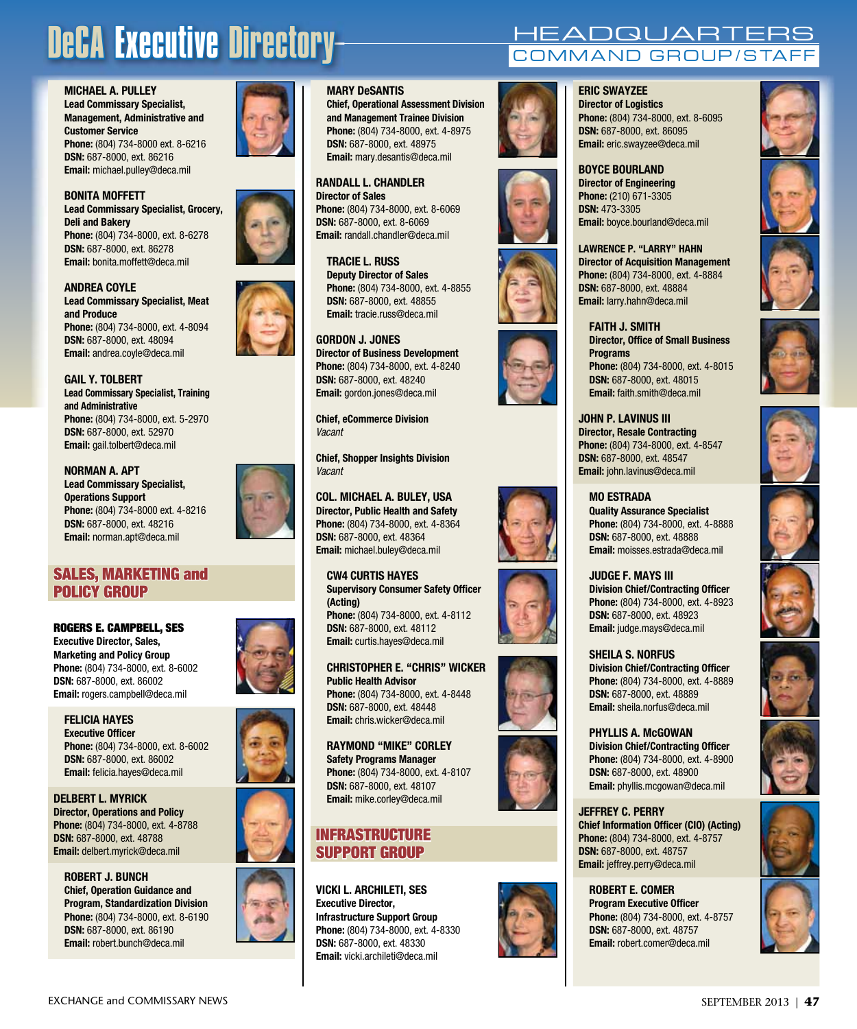# DeCA Executive Directory

## HEADQUARTERS COMMAND GROUP/STAFF

**MICHAEL A. PULLEY**
**Lead Commissary Specialist, Management, Administrative and Customer Service**
**Phone:** (804) 734-8000 ext. 8-6216
**DSN:** 687-8000, ext. 86216
**Email:** michael.pulley@deca.mil

**BONITA MOFFETT**
**Lead Commissary Specialist, Grocery, Deli and Bakery**
**Phone:** (804) 734-8000, ext. 8-6278
**DSN:** 687-8000, ext. 86278
**Email:** bonita.moffett@deca.mil

**ANDREA COYLE**
**Lead Commissary Specialist, Meat and Produce**
**Phone:** (804) 734-8000, ext. 4-8094
**DSN:** 687-8000, ext. 48094
**Email:** andrea.coyle@deca.mil

**GAIL Y. TOLBERT**
**Lead Commissary Specialist, Training and Administrative**
**Phone:** (804) 734-8000, ext. 5-2970
**DSN:** 687-8000, ext. 52970
**Email:** gail.tolbert@deca.mil

**NORMAN A. APT**
**Lead Commissary Specialist, Operations Support**
**Phone:** (804) 734-8000 ext. 4-8216
**DSN:** 687-8000, ext. 48216
**Email:** norman.apt@deca.mil

## SALES, MARKETING and POLICY GROUP

**ROGERS E. CAMPBELL, SES**
**Executive Director, Sales, Marketing and Policy Group**
**Phone:** (804) 734-8000, ext. 8-6002
**DSN:** 687-8000, ext. 86002
**Email:** rogers.campbell@deca.mil

**FELICIA HAYES**
**Executive Officer**
**Phone:** (804) 734-8000, ext. 8-6002
**DSN:** 687-8000, ext. 86002
**Email:** felicia.hayes@deca.mil

**DELBERT L. MYRICK**
**Director, Operations and Policy**
**Phone:** (804) 734-8000, ext. 4-8788
**DSN:** 687-8000, ext. 48788
**Email:** delbert.myrick@deca.mil

**ROBERT J. BUNCH**
**Chief, Operation Guidance and Program, Standardization Division**
**Phone:** (804) 734-8000, ext. 8-6190
**DSN:** 687-8000, ext. 86190
**Email:** robert.bunch@deca.mil

**MARY DeSANTIS**
**Chief, Operational Assessment Division and Management Trainee Division**
**Phone:** (804) 734-8000, ext. 4-8975
**DSN:** 687-8000, ext. 48975
**Email:** mary.desantis@deca.mil

**RANDALL L. CHANDLER**
**Director of Sales**
**Phone:** (804) 734-8000, ext. 8-6069
**DSN:** 687-8000, ext. 8-6069
**Email:** randall.chandler@deca.mil

**TRACIE L. RUSS**
**Deputy Director of Sales**
**Phone:** (804) 734-8000, ext. 4-8855
**DSN:** 687-8000, ext. 48855
**Email:** tracie.russ@deca.mil

**GORDON J. JONES**
**Director of Business Development**
**Phone:** (804) 734-8000, ext. 4-8240
**DSN:** 687-8000, ext. 48240
**Email:** gordon.jones@deca.mil

**Chief, eCommerce Division**
*Vacant*

**Chief, Shopper Insights Division**
*Vacant*

**COL. MICHAEL A. BULEY, USA**
**Director, Public Health and Safety**
**Phone:** (804) 734-8000, ext. 4-8364
**DSN:** 687-8000, ext. 48364
**Email:** michael.buley@deca.mil

**CW4 CURTIS HAYES**
**Supervisory Consumer Safety Officer (Acting)**
**Phone:** (804) 734-8000, ext. 4-8112
**DSN:** 687-8000, ext. 48112
**Email:** curtis.hayes@deca.mil

**CHRISTOPHER E. "CHRIS" WICKER**
**Public Health Advisor**
**Phone:** (804) 734-8000, ext. 4-8448
**DSN:** 687-8000, ext. 48448
**Email:** chris.wicker@deca.mil

**RAYMOND "MIKE" CORLEY**
**Safety Programs Manager**
**Phone:** (804) 734-8000, ext. 4-8107
**DSN:** 687-8000, ext. 48107
**Email:** mike.corley@deca.mil

## INFRASTRUCTURE SUPPORT GROUP

**VICKI L. ARCHILETI, SES**
**Executive Director, Infrastructure Support Group**
**Phone:** (804) 734-8000, ext. 4-8330
**DSN:** 687-8000, ext. 48330
**Email:** vicki.archileti@deca.mil

**ERIC SWAYZEE**
**Director of Logistics**
**Phone:** (804) 734-8000, ext. 8-6095
**DSN:** 687-8000, ext. 86095
**Email:** eric.swayzee@deca.mil

**BOYCE BOURLAND**
**Director of Engineering**
**Phone:** (210) 671-3305
**DSN:** 473-3305
**Email:** boyce.bourland@deca.mil

**LAWRENCE P. "LARRY" HAHN**
**Director of Acquisition Management**
**Phone:** (804) 734-8000, ext. 4-8884
**DSN:** 687-8000, ext. 48884
**Email:** larry.hahn@deca.mil

**FAITH J. SMITH**
**Director, Office of Small Business Programs**
**Phone:** (804) 734-8000, ext. 4-8015
**DSN:** 687-8000, ext. 48015
**Email:** faith.smith@deca.mil

**JOHN P. LAVINUS III**
**Director, Resale Contracting**
**Phone:** (804) 734-8000, ext. 4-8547
**DSN:** 687-8000, ext. 48547
**Email:** john.lavinus@deca.mil

**MO ESTRADA**
**Quality Assurance Specialist**
**Phone:** (804) 734-8000, ext. 4-8888
**DSN:** 687-8000, ext. 48888
**Email:** moisses.estrada@deca.mil

**JUDGE F. MAYS III**
**Division Chief/Contracting Officer**
**Phone:** (804) 734-8000, ext. 4-8923
**DSN:** 687-8000, ext. 48923
**Email:** judge.mays@deca.mil

**SHEILA S. NORFUS**
**Division Chief/Contracting Officer**
**Phone:** (804) 734-8000, ext. 4-8889
**DSN:** 687-8000, ext. 48889
**Email:** sheila.norfus@deca.mil

**PHYLLIS A. McGOWAN**
**Division Chief/Contracting Officer**
**Phone:** (804) 734-8000, ext. 4-8900
**DSN:** 687-8000, ext. 48900
**Email:** phyllis.mcgowan@deca.mil

**JEFFREY C. PERRY**
**Chief Information Officer (CIO) (Acting)**
**Phone:** (804) 734-8000, ext. 4-8757
**DSN:** 687-8000, ext. 48757
**Email:** jeffrey.perry@deca.mil

**ROBERT E. COMER**
**Program Executive Officer**
**Phone:** (804) 734-8000, ext. 4-8757
**DSN:** 687-8000, ext. 48757
**Email:** robert.comer@deca.mil